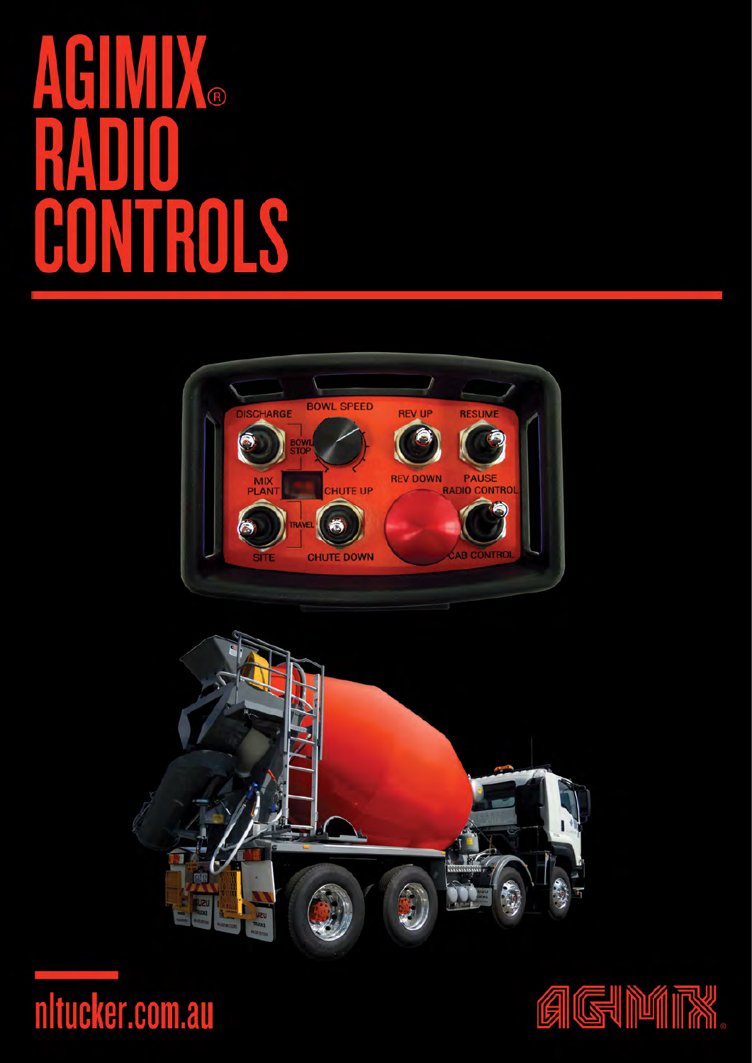# AGIMIX® RADIO CONTROLS

nltucker.com.au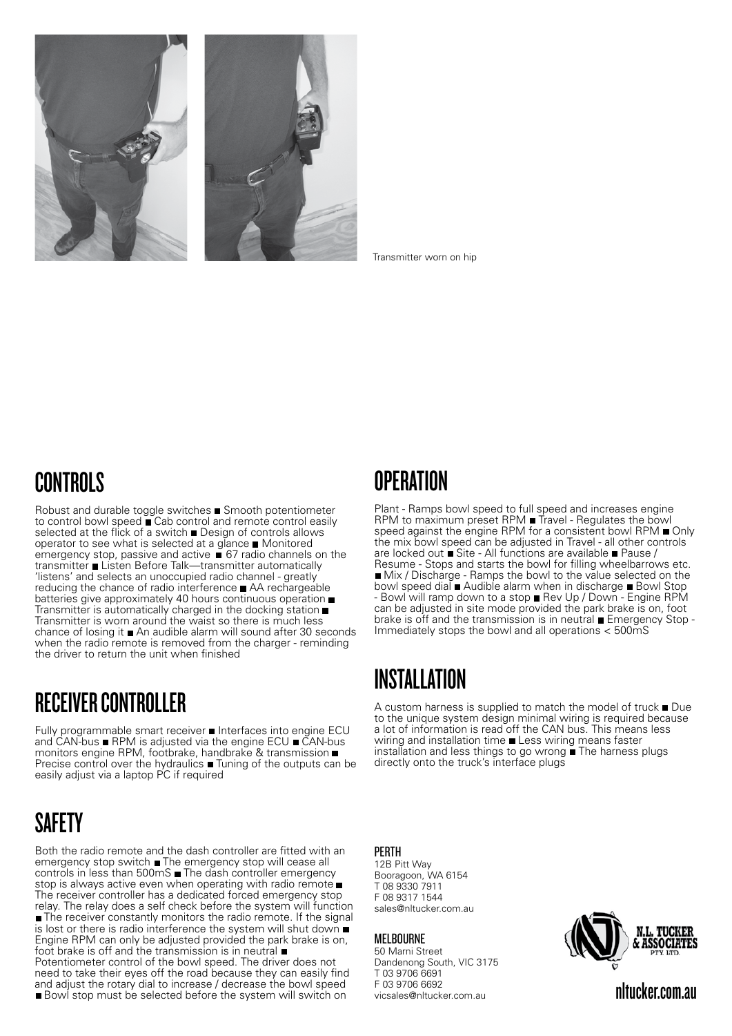Transmitter worn on hip

## CONTROLS

Robust and durable toggle switches ■ Smooth potentiometer to control bowl speed ■ Cab control and remote control easily selected at the flick of a switch ■ Design of controls allows operator to see what is selected at a glance ■ Monitored emergency stop, passive and active ■ 67 radio channels on the transmitter ■ Listen Before Talk—transmitter automatically 'listens' and selects an unoccupied radio channel - greatly reducing the chance of radio interference ■ AA rechargeable batteries give approximately 40 hours continuous operation ■ Transmitter is automatically charged in the docking station ■ Transmitter is worn around the waist so there is much less chance of losing it ■ An audible alarm will sound after 30 seconds when the radio remote is removed from the charger - reminding the driver to return the unit when finished

## RECEIVER CONTROLLER

Fully programmable smart receiver ■ Interfaces into engine ECU and CAN-bus ■ RPM is adjusted via the engine ECU ■ CAN-bus monitors engine RPM, footbrake, handbrake & transmission ■ Precise control over the hydraulics ■ Tuning of the outputs can be easily adjust via a laptop PC if required

## SAFETY

Both the radio remote and the dash controller are fitted with an emergency stop switch ■ The emergency stop will cease all controls in less than 500mS ■ The dash controller emergency stop is always active even when operating with radio remote ■ The receiver controller has a dedicated forced emergency stop relay. The relay does a self check before the system will function ■ The receiver constantly monitors the radio remote. If the signal is lost or there is radio interference the system will shut down ■ Engine RPM can only be adjusted provided the park brake is on, foot brake is off and the transmission is in neutral ■ Potentiometer control of the bowl speed. The driver does not need to take their eyes off the road because they can easily find and adjust the rotary dial to increase / decrease the bowl speed ■ Bowl stop must be selected before the system will switch on

## OPERATION

Plant - Ramps bowl speed to full speed and increases engine RPM to maximum preset RPM ■ Travel - Regulates the bowl speed against the engine RPM for a consistent bowl RPM ■ Only the mix bowl speed can be adjusted in Travel - all other controls are locked out ■ Site - All functions are available ■ Pause / Resume - Stops and starts the bowl for filling wheelbarrows etc. ■ Mix / Discharge - Ramps the bowl to the value selected on the bowl speed dial ■ Audible alarm when in discharge ■ Bowl Stop - Bowl will ramp down to a stop ■ Rev Up / Down - Engine RPM can be adjusted in site mode provided the park brake is on, foot brake is off and the transmission is in neutral ■ Emergency Stop - Immediately stops the bowl and all operations < 500mS

## INSTALLATION

A custom harness is supplied to match the model of truck ■ Due to the unique system design minimal wiring is required because a lot of information is read off the CAN bus. This means less wiring and installation time ■ Less wiring means faster installation and less things to go wrong ■ The harness plugs directly onto the truck's interface plugs

### PERTH

12B Pitt Way
Booragoon, WA 6154
T 08 9330 7911
F 08 9317 1544
sales@nltucker.com.au

### MELBOURNE

50 Marni Street
Dandenong South, VIC 3175
T 03 9706 6691
F 03 9706 6692
vicsales@nltucker.com.au

N.L. TUCKER & ASSOCIATES PTY. LTD.

nltucker.com.au